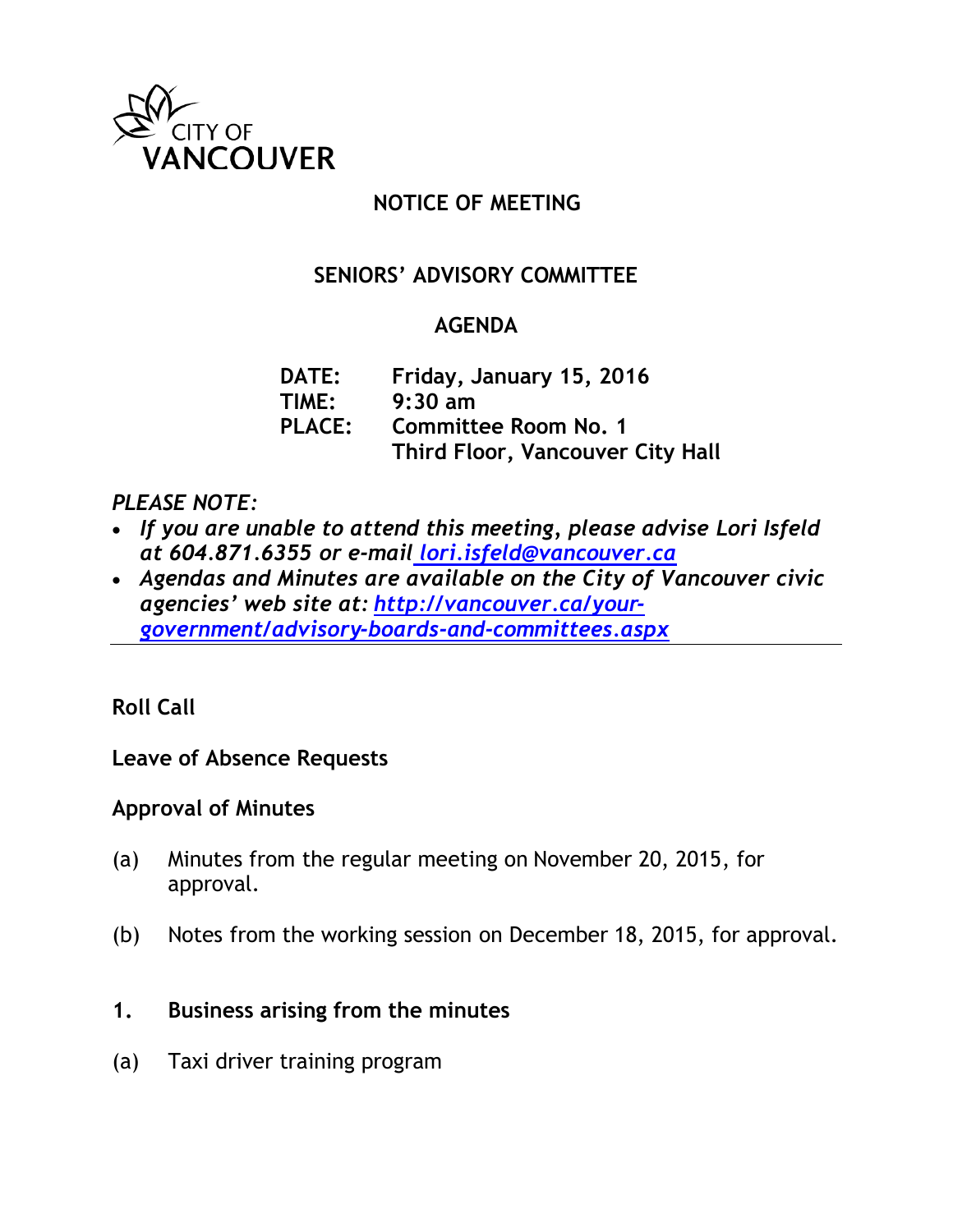CITY OF VANCOUVER

# NOTICE OF MEETING

## SENIORS' ADVISORY COMMITTEE

## AGENDA

**DATE:** Friday, January 15, 2016
**TIME:** 9:30 am
**PLACE:** Committee Room No. 1
Third Floor, Vancouver City Hall

*PLEASE NOTE:*

- ***If you are unable to attend this meeting, please advise Lori Isfeld at 604.871.6355 or e-mail [lori.isfeld@vancouver.ca](mailto:lori.isfeld@vancouver.ca)***
- ***Agendas and Minutes are available on the City of Vancouver civic agencies' web site at: [http://vancouver.ca/your-government/advisory-boards-and-committees.aspx](http://vancouver.ca/your-government/advisory-boards-and-committees.aspx)***

---

**Roll Call**

**Leave of Absence Requests**

**Approval of Minutes**

(a) Minutes from the regular meeting on November 20, 2015, for approval.

(b) Notes from the working session on December 18, 2015, for approval.

**1. Business arising from the minutes**

(a) Taxi driver training program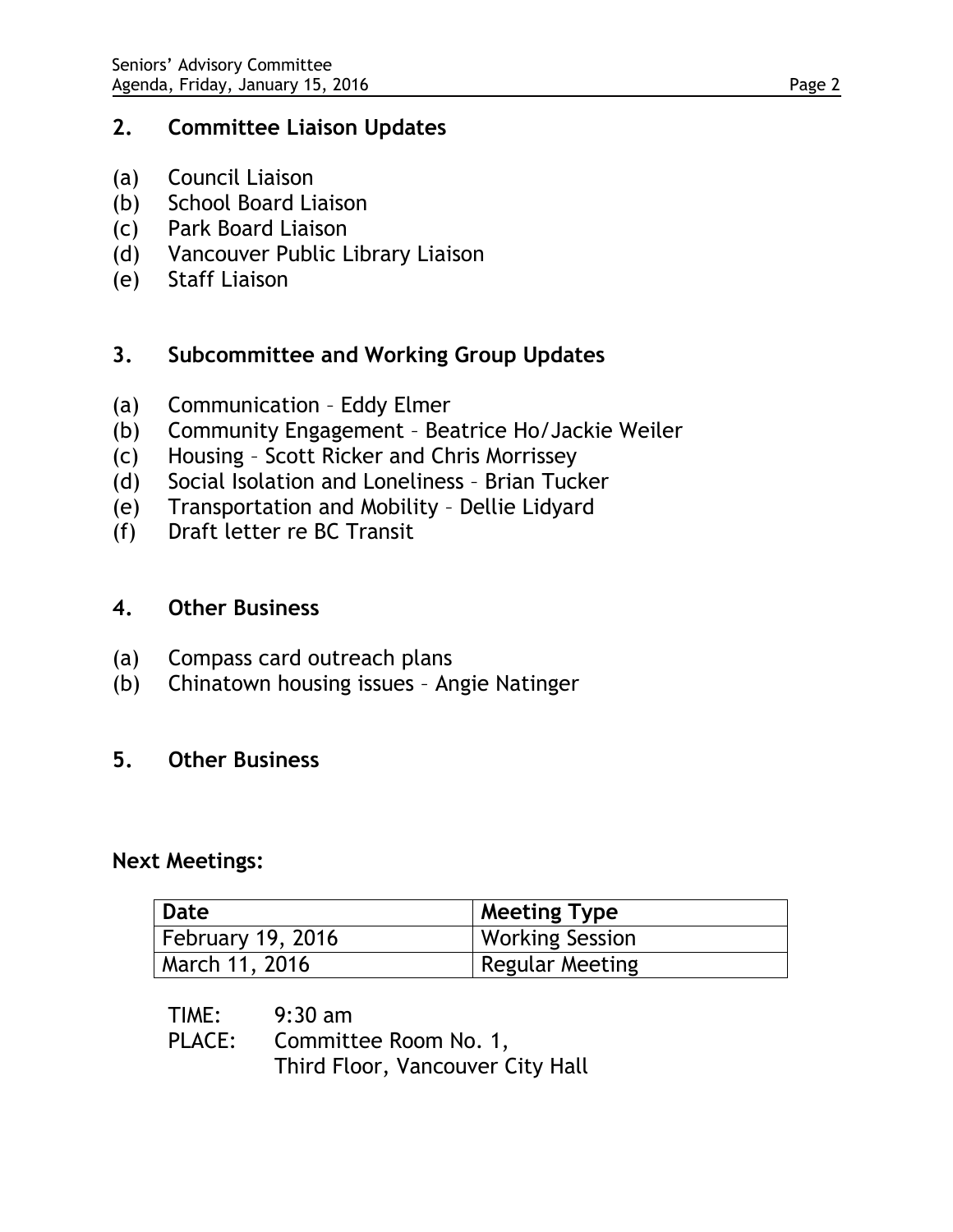## 2. Committee Liaison Updates

(a) Council Liaison
(b) School Board Liaison
(c) Park Board Liaison
(d) Vancouver Public Library Liaison
(e) Staff Liaison

## 3. Subcommittee and Working Group Updates

(a) Communication – Eddy Elmer
(b) Community Engagement – Beatrice Ho/Jackie Weiler
(c) Housing – Scott Ricker and Chris Morrissey
(d) Social Isolation and Loneliness – Brian Tucker
(e) Transportation and Mobility – Dellie Lidyard
(f) Draft letter re BC Transit

## 4. Other Business

(a) Compass card outreach plans
(b) Chinatown housing issues – Angie Natinger

## 5. Other Business

**Next Meetings:**

| Date | Meeting Type |
|---|---|
| February 19, 2016 | Working Session |
| March 11, 2016 | Regular Meeting |

TIME: 9:30 am
PLACE: Committee Room No. 1,
Third Floor, Vancouver City Hall